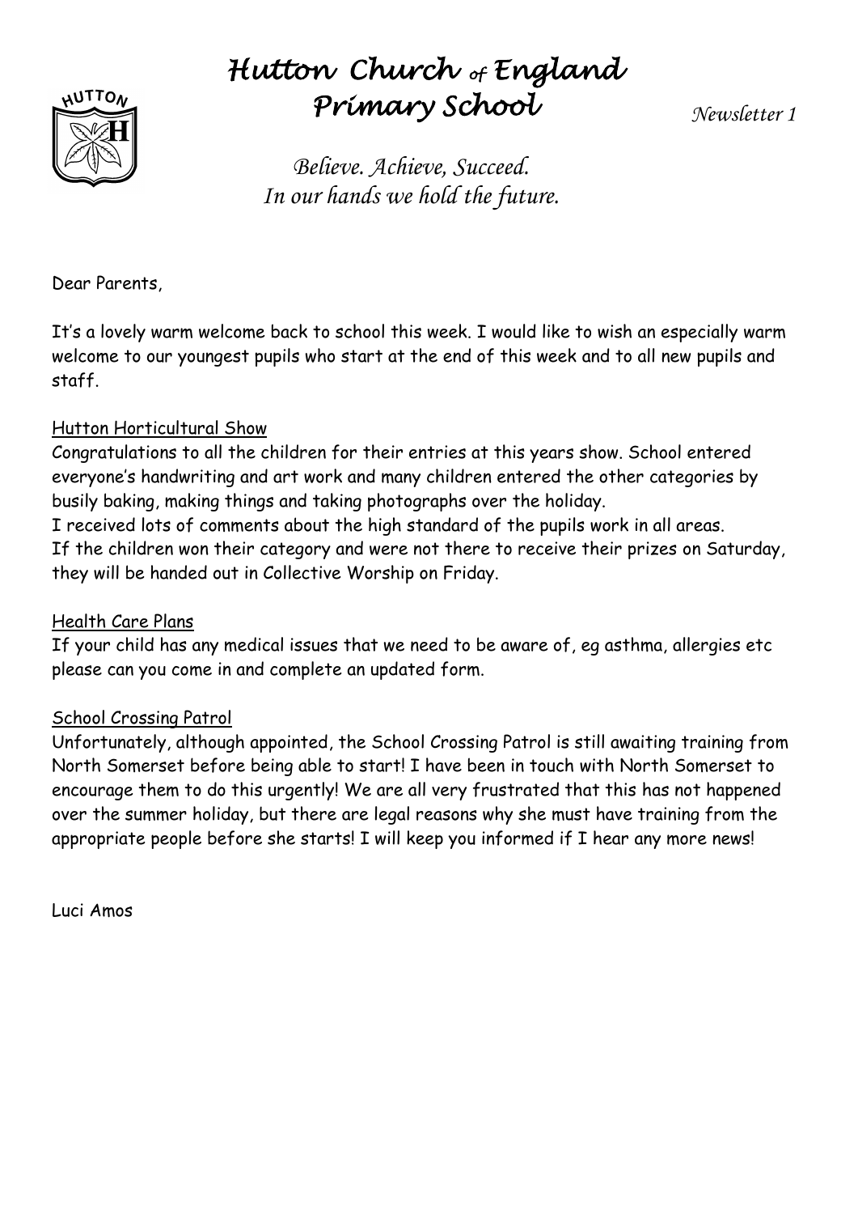# Hutton Church of England Primary School

*Newsletter 1*

*Believe. Achieve, Succeed.*
*In our hands we hold the future.*

Dear Parents,

It's a lovely warm welcome back to school this week. I would like to wish an especially warm welcome to our youngest pupils who start at the end of this week and to all new pupils and staff.

## Hutton Horticultural Show

Congratulations to all the children for their entries at this years show. School entered everyone's handwriting and art work and many children entered the other categories by busily baking, making things and taking photographs over the holiday.
I received lots of comments about the high standard of the pupils work in all areas.
If the children won their category and were not there to receive their prizes on Saturday, they will be handed out in Collective Worship on Friday.

## Health Care Plans

If your child has any medical issues that we need to be aware of, eg asthma, allergies etc please can you come in and complete an updated form.

## School Crossing Patrol

Unfortunately, although appointed, the School Crossing Patrol is still awaiting training from North Somerset before being able to start! I have been in touch with North Somerset to encourage them to do this urgently! We are all very frustrated that this has not happened over the summer holiday, but there are legal reasons why she must have training from the appropriate people before she starts! I will keep you informed if I hear any more news!

Luci Amos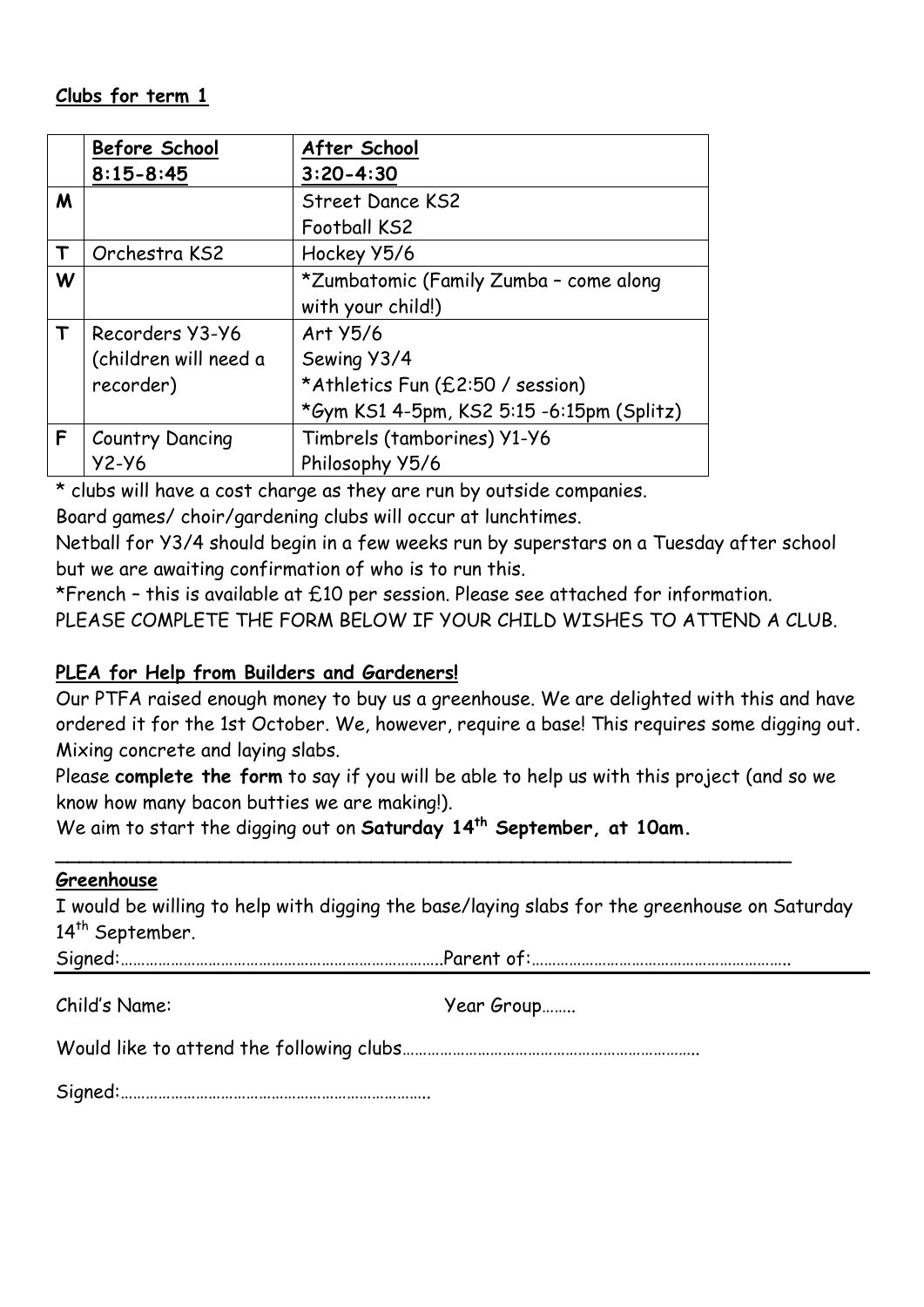**Clubs for term 1**

| | **Before School 8:15-8:45** | **After School 3:20-4:30** |
|---|---|---|
| **M** | | Street Dance KS2<br>Football KS2 |
| **T** | Orchestra KS2 | Hockey Y5/6 |
| **W** | | *Zumbatomic (Family Zumba – come along with your child!) |
| **T** | Recorders Y3-Y6 (children will need a recorder) | Art Y5/6<br>Sewing Y3/4<br>*Athletics Fun (£2:50 / session)<br>*Gym KS1 4-5pm, KS2 5:15 -6:15pm (Splitz) |
| **F** | Country Dancing Y2-Y6 | Timbrels (tamborines) Y1-Y6<br>Philosophy Y5/6 |

* clubs will have a cost charge as they are run by outside companies.

Board games/ choir/gardening clubs will occur at lunchtimes.

Netball for Y3/4 should begin in a few weeks run by superstars on a Tuesday after school but we are awaiting confirmation of who is to run this.

*French – this is available at £10 per session. Please see attached for information.

PLEASE COMPLETE THE FORM BELOW IF YOUR CHILD WISHES TO ATTEND A CLUB.

**PLEA for Help from Builders and Gardeners!**

Our PTFA raised enough money to buy us a greenhouse. We are delighted with this and have ordered it for the 1st October. We, however, require a base! This requires some digging out. Mixing concrete and laying slabs.

Please **complete the form** to say if you will be able to help us with this project (and so we know how many bacon butties we are making!).

We aim to start the digging out on **Saturday 14th September, at 10am.**

---

**Greenhouse**

I would be willing to help with digging the base/laying slabs for the greenhouse on Saturday 14th September.

Signed:……………………………………………………………….Parent of:……………………………………………….

---

Child's Name: Year Group……..

Would like to attend the following clubs…………………………………………………………….

Signed:……………………………………………………………….